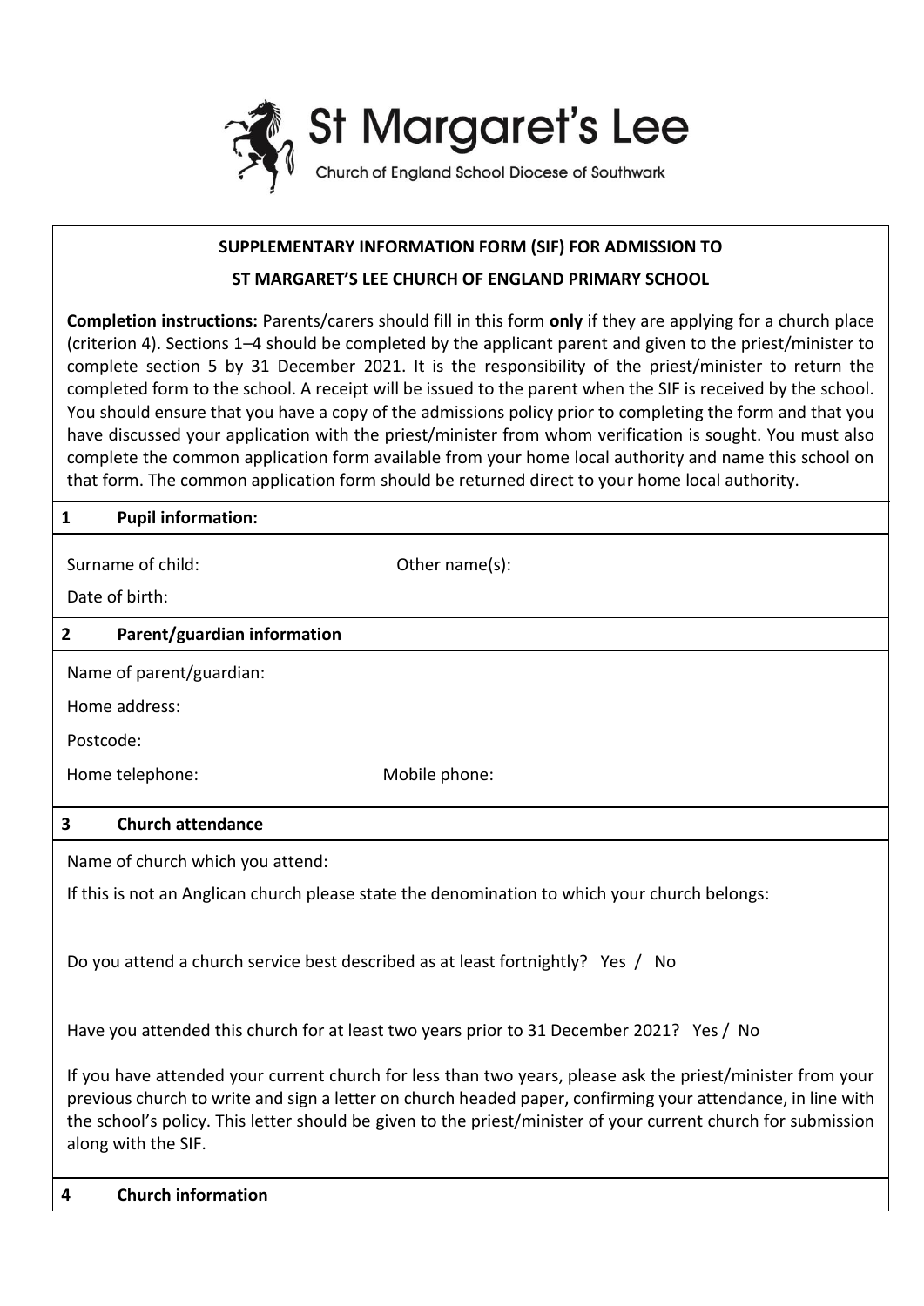St Margaret's Lee

Church of England School Diocese of Southwark

**SUPPLEMENTARY INFORMATION FORM (SIF) FOR ADMISSION TO**

**ST MARGARET'S LEE CHURCH OF ENGLAND PRIMARY SCHOOL**

**Completion instructions:** Parents/carers should fill in this form **only** if they are applying for a church place (criterion 4). Sections 1–4 should be completed by the applicant parent and given to the priest/minister to complete section 5 by 31 December 2021. It is the responsibility of the priest/minister to return the completed form to the school. A receipt will be issued to the parent when the SIF is received by the school. You should ensure that you have a copy of the admissions policy prior to completing the form and that you have discussed your application with the priest/minister from whom verification is sought. You must also complete the common application form available from your home local authority and name this school on that form. The common application form should be returned direct to your home local authority.

## 1 Pupil information:

Surname of child: Other name(s):

Date of birth:

## 2 Parent/guardian information

Name of parent/guardian:

Home address:

Postcode:

Home telephone: Mobile phone:

## 3 Church attendance

Name of church which you attend:

If this is not an Anglican church please state the denomination to which your church belongs:

Do you attend a church service best described as at least fortnightly? Yes / No

Have you attended this church for at least two years prior to 31 December 2021? Yes / No

If you have attended your current church for less than two years, please ask the priest/minister from your previous church to write and sign a letter on church headed paper, confirming your attendance, in line with the school's policy. This letter should be given to the priest/minister of your current church for submission along with the SIF.

## 4 Church information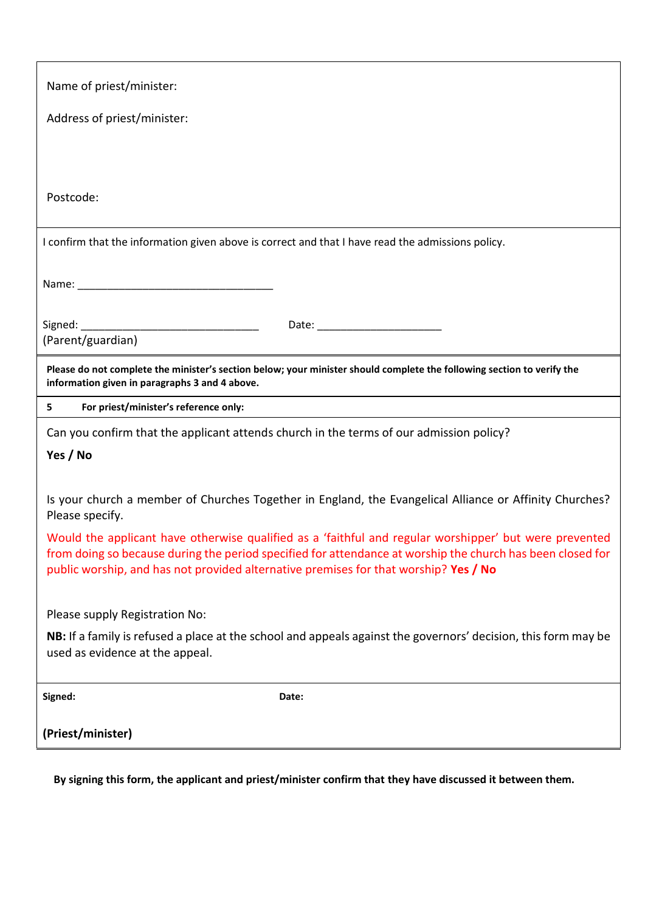Name of priest/minister:

Address of priest/minister:

Postcode:

I confirm that the information given above is correct and that I have read the admissions policy.

Name: ________________________________

Signed: ______________________________ Date: ____________________

(Parent/guardian)

**Please do not complete the minister's section below; your minister should complete the following section to verify the information given in paragraphs 3 and 4 above.**

**5 For priest/minister's reference only:**

Can you confirm that the applicant attends church in the terms of our admission policy?

**Yes / No**

Is your church a member of Churches Together in England, the Evangelical Alliance or Affinity Churches? Please specify.

Would the applicant have otherwise qualified as a 'faithful and regular worshipper' but were prevented from doing so because during the period specified for attendance at worship the church has been closed for public worship, and has not provided alternative premises for that worship? **Yes / No**

Please supply Registration No:

**NB:** If a family is refused a place at the school and appeals against the governors' decision, this form may be used as evidence at the appeal.

**Signed:** **Date:**

**(Priest/minister)**

**By signing this form, the applicant and priest/minister confirm that they have discussed it between them.**